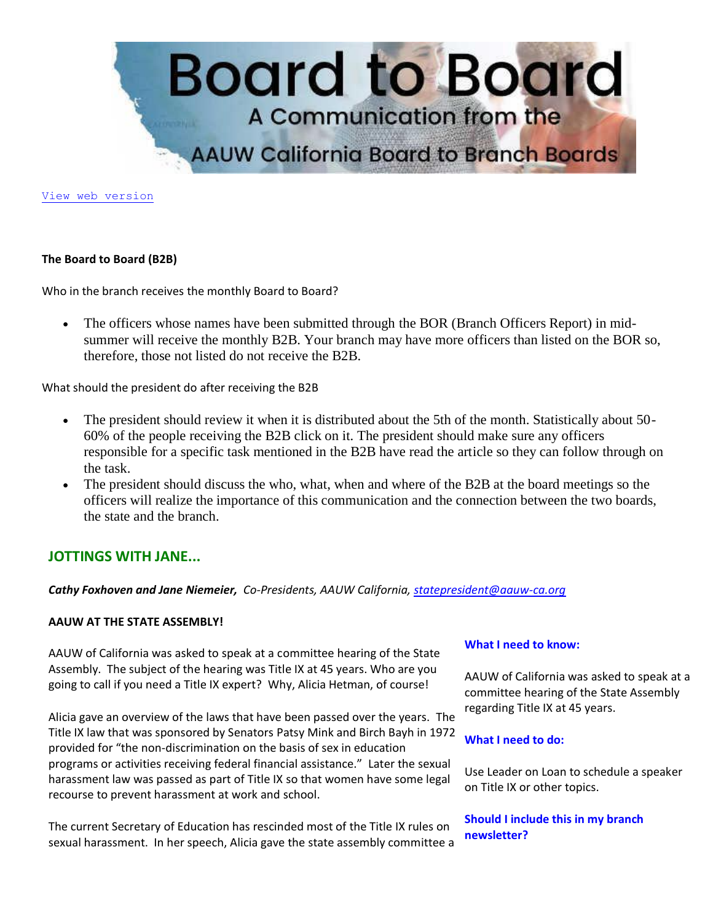# Board to Board

A Communication from the

AAUW California Board to Branch Boards

[View web version]

**The Board to Board (B2B)**

Who in the branch receives the monthly Board to Board?

- The officers whose names have been submitted through the BOR (Branch Officers Report) in mid-summer will receive the monthly B2B. Your branch may have more officers than listed on the BOR so, therefore, those not listed do not receive the B2B.

What should the president do after receiving the B2B

- The president should review it when it is distributed about the 5th of the month. Statistically about 50-60% of the people receiving the B2B click on it. The president should make sure any officers responsible for a specific task mentioned in the B2B have read the article so they can follow through on the task.
- The president should discuss the who, what, when and where of the B2B at the board meetings so the officers will realize the importance of this communication and the connection between the two boards, the state and the branch.

## JOTTINGS WITH JANE...

***Cathy Foxhoven and Jane Niemeier,*** *Co-Presidents, AAUW California, statepresident@aauw-ca.org*

**AAUW AT THE STATE ASSEMBLY!**

AAUW of California was asked to speak at a committee hearing of the State Assembly. The subject of the hearing was Title IX at 45 years. Who are you going to call if you need a Title IX expert? Why, Alicia Hetman, of course!

Alicia gave an overview of the laws that have been passed over the years. The Title IX law that was sponsored by Senators Patsy Mink and Birch Bayh in 1972 provided for "the non-discrimination on the basis of sex in education programs or activities receiving federal financial assistance." Later the sexual harassment law was passed as part of Title IX so that women have some legal recourse to prevent harassment at work and school.

The current Secretary of Education has rescinded most of the Title IX rules on sexual harassment. In her speech, Alicia gave the state assembly committee a

**What I need to know:**

AAUW of California was asked to speak at a committee hearing of the State Assembly regarding Title IX at 45 years.

**What I need to do:**

Use Leader on Loan to schedule a speaker on Title IX or other topics.

**Should I include this in my branch newsletter?**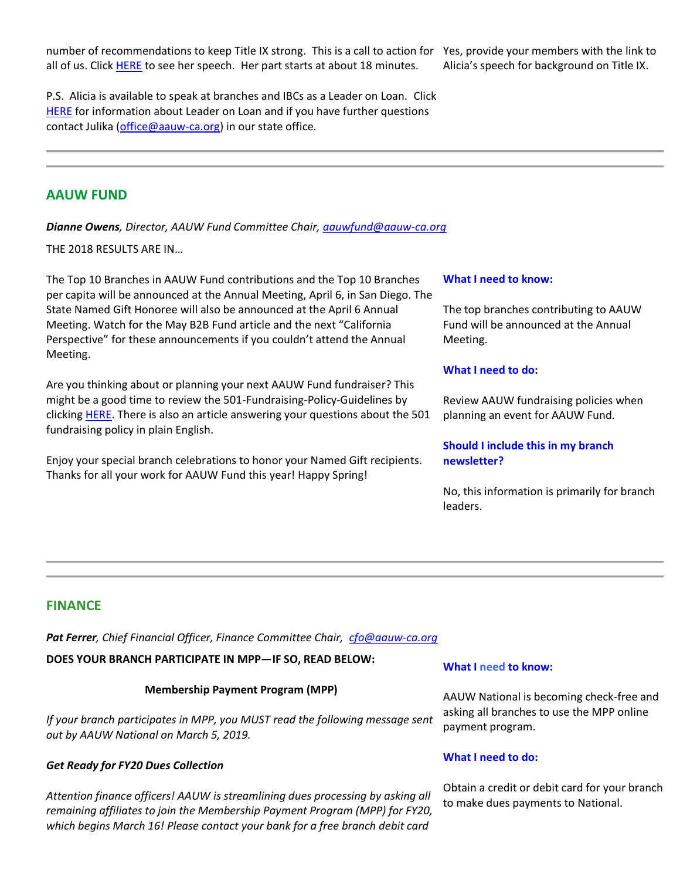number of recommendations to keep Title IX strong. This is a call to action for all of us. Click HERE to see her speech. Her part starts at about 18 minutes.

P.S. Alicia is available to speak at branches and IBCs as a Leader on Loan. Click HERE for information about Leader on Loan and if you have further questions contact Julika (office@aauw-ca.org) in our state office.

Yes, provide your members with the link to Alicia's speech for background on Title IX.

---

## AAUW FUND

***Dianne Owens**, Director, AAUW Fund Committee Chair, aauwfund@aauw-ca.org*

THE 2018 RESULTS ARE IN…

The Top 10 Branches in AAUW Fund contributions and the Top 10 Branches per capita will be announced at the Annual Meeting, April 6, in San Diego. The State Named Gift Honoree will also be announced at the April 6 Annual Meeting. Watch for the May B2B Fund article and the next "California Perspective" for these announcements if you couldn't attend the Annual Meeting.

Are you thinking about or planning your next AAUW Fund fundraiser? This might be a good time to review the 501-Fundraising-Policy-Guidelines by clicking HERE. There is also an article answering your questions about the 501 fundraising policy in plain English.

Enjoy your special branch celebrations to honor your Named Gift recipients. Thanks for all your work for AAUW Fund this year! Happy Spring!

**What I need to know:**

The top branches contributing to AAUW Fund will be announced at the Annual Meeting.

**What I need to do:**

Review AAUW fundraising policies when planning an event for AAUW Fund.

**Should I include this in my branch newsletter?**

No, this information is primarily for branch leaders.

---

## FINANCE

***Pat Ferrer**, Chief Financial Officer, Finance Committee Chair, cfo@aauw-ca.org*

**DOES YOUR BRANCH PARTICIPATE IN MPP—IF SO, READ BELOW:**

**Membership Payment Program (MPP)**

*If your branch participates in MPP, you MUST read the following message sent out by AAUW National on March 5, 2019.*

***Get Ready for FY20 Dues Collection***

*Attention finance officers! AAUW is streamlining dues processing by asking all remaining affiliates to join the Membership Payment Program (MPP) for FY20, which begins March 16! Please contact your bank for a free branch debit card*

**What I need to know:**

AAUW National is becoming check-free and asking all branches to use the MPP online payment program.

**What I need to do:**

Obtain a credit or debit card for your branch to make dues payments to National.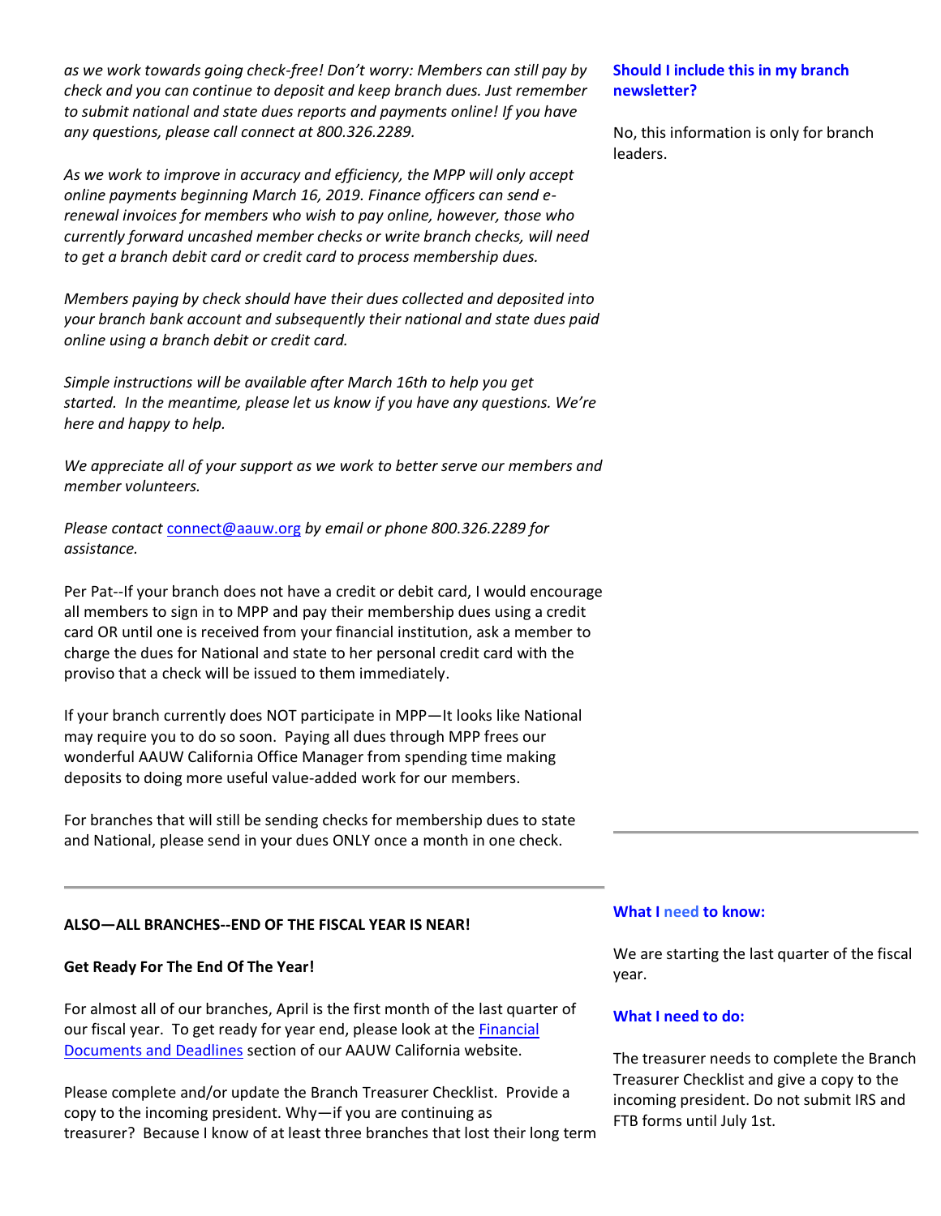*as we work towards going check-free! Don't worry: Members can still pay by check and you can continue to deposit and keep branch dues. Just remember to submit national and state dues reports and payments online! If you have any questions, please call connect at 800.326.2289.*

*As we work to improve in accuracy and efficiency, the MPP will only accept online payments beginning March 16, 2019. Finance officers can send e-renewal invoices for members who wish to pay online, however, those who currently forward uncashed member checks or write branch checks, will need to get a branch debit card or credit card to process membership dues.*

*Members paying by check should have their dues collected and deposited into your branch bank account and subsequently their national and state dues paid online using a branch debit or credit card.*

*Simple instructions will be available after March 16th to help you get started. In the meantime, please let us know if you have any questions. We're here and happy to help.*

*We appreciate all of your support as we work to better serve our members and member volunteers.*

*Please contact [connect@aauw.org](mailto:connect@aauw.org) by email or phone 800.326.2289 for assistance.*

Per Pat--If your branch does not have a credit or debit card, I would encourage all members to sign in to MPP and pay their membership dues using a credit card OR until one is received from your financial institution, ask a member to charge the dues for National and state to her personal credit card with the proviso that a check will be issued to them immediately.

If your branch currently does NOT participate in MPP—It looks like National may require you to do so soon. Paying all dues through MPP frees our wonderful AAUW California Office Manager from spending time making deposits to doing more useful value-added work for our members.

For branches that will still be sending checks for membership dues to state and National, please send in your dues ONLY once a month in one check.

**Should I include this in my branch newsletter?**

No, this information is only for branch leaders.

---

**ALSO—ALL BRANCHES--END OF THE FISCAL YEAR IS NEAR!**

**Get Ready For The End Of The Year!**

For almost all of our branches, April is the first month of the last quarter of our fiscal year. To get ready for year end, please look at the Financial Documents and Deadlines section of our AAUW California website.

Please complete and/or update the Branch Treasurer Checklist. Provide a copy to the incoming president. Why—if you are continuing as treasurer? Because I know of at least three branches that lost their long term

**What I need to know:**

We are starting the last quarter of the fiscal year.

**What I need to do:**

The treasurer needs to complete the Branch Treasurer Checklist and give a copy to the incoming president. Do not submit IRS and FTB forms until July 1st.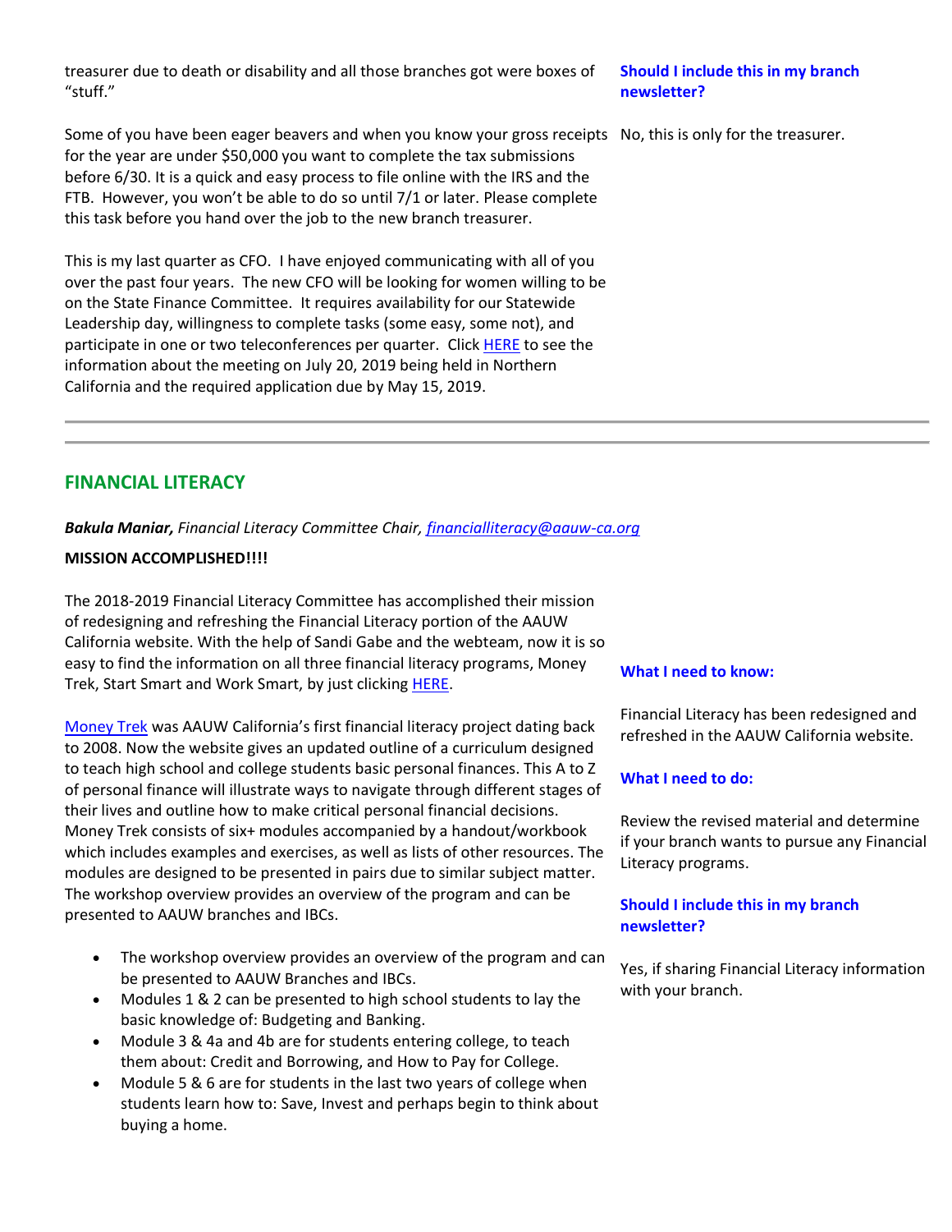treasurer due to death or disability and all those branches got were boxes of "stuff."

**Should I include this in my branch newsletter?**

No, this is only for the treasurer.

Some of you have been eager beavers and when you know your gross receipts for the year are under $50,000 you want to complete the tax submissions before 6/30. It is a quick and easy process to file online with the IRS and the FTB. However, you won't be able to do so until 7/1 or later. Please complete this task before you hand over the job to the new branch treasurer.

This is my last quarter as CFO. I have enjoyed communicating with all of you over the past four years. The new CFO will be looking for women willing to be on the State Finance Committee. It requires availability for our Statewide Leadership day, willingness to complete tasks (some easy, some not), and participate in one or two teleconferences per quarter. Click HERE to see the information about the meeting on July 20, 2019 being held in Northern California and the required application due by May 15, 2019.

---

## FINANCIAL LITERACY

***Bakula Maniar,*** *Financial Literacy Committee Chair, financialliteracy@aauw-ca.org*

**MISSION ACCOMPLISHED!!!!**

The 2018-2019 Financial Literacy Committee has accomplished their mission of redesigning and refreshing the Financial Literacy portion of the AAUW California website. With the help of Sandi Gabe and the webteam, now it is so easy to find the information on all three financial literacy programs, Money Trek, Start Smart and Work Smart, by just clicking HERE.

Money Trek was AAUW California's first financial literacy project dating back to 2008. Now the website gives an updated outline of a curriculum designed to teach high school and college students basic personal finances. This A to Z of personal finance will illustrate ways to navigate through different stages of their lives and outline how to make critical personal financial decisions. Money Trek consists of six+ modules accompanied by a handout/workbook which includes examples and exercises, as well as lists of other resources. The modules are designed to be presented in pairs due to similar subject matter. The workshop overview provides an overview of the program and can be presented to AAUW branches and IBCs.

- The workshop overview provides an overview of the program and can be presented to AAUW Branches and IBCs.
- Modules 1 & 2 can be presented to high school students to lay the basic knowledge of: Budgeting and Banking.
- Module 3 & 4a and 4b are for students entering college, to teach them about: Credit and Borrowing, and How to Pay for College.
- Module 5 & 6 are for students in the last two years of college when students learn how to: Save, Invest and perhaps begin to think about buying a home.

**What I need to know:**

Financial Literacy has been redesigned and refreshed in the AAUW California website.

**What I need to do:**

Review the revised material and determine if your branch wants to pursue any Financial Literacy programs.

**Should I include this in my branch newsletter?**

Yes, if sharing Financial Literacy information with your branch.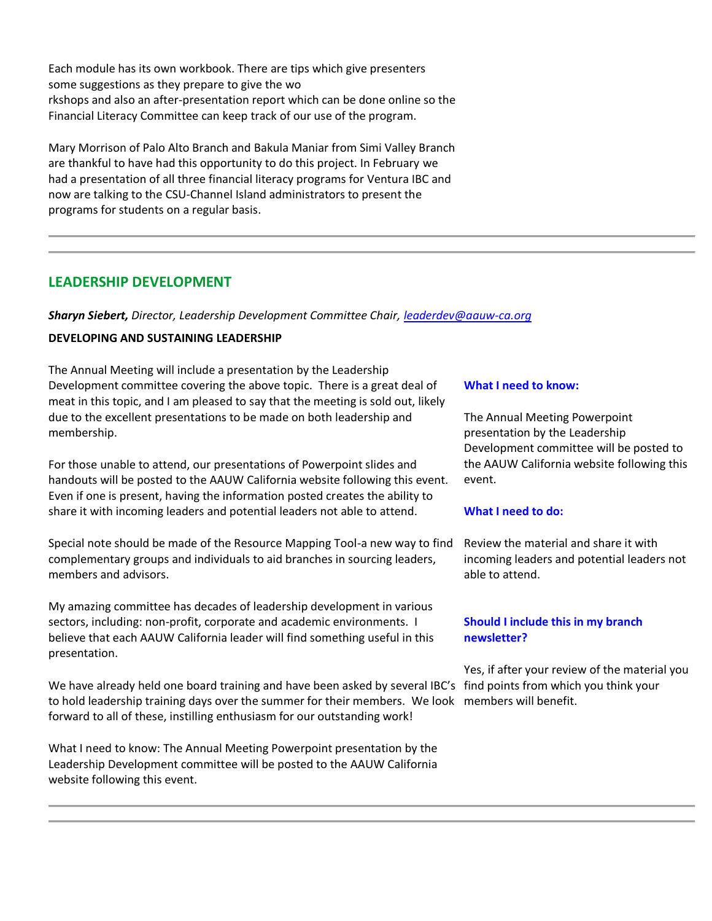Each module has its own workbook. There are tips which give presenters some suggestions as they prepare to give the wo rkshops and also an after-presentation report which can be done online so the Financial Literacy Committee can keep track of our use of the program.

Mary Morrison of Palo Alto Branch and Bakula Maniar from Simi Valley Branch are thankful to have had this opportunity to do this project. In February we had a presentation of all three financial literacy programs for Ventura IBC and now are talking to the CSU-Channel Island administrators to present the programs for students on a regular basis.

---

## LEADERSHIP DEVELOPMENT

***Sharyn Siebert,*** *Director, Leadership Development Committee Chair, [leaderdev@aauw-ca.org](mailto:leaderdev@aauw-ca.org)*

**DEVELOPING AND SUSTAINING LEADERSHIP**

The Annual Meeting will include a presentation by the Leadership Development committee covering the above topic. There is a great deal of meat in this topic, and I am pleased to say that the meeting is sold out, likely due to the excellent presentations to be made on both leadership and membership.

For those unable to attend, our presentations of Powerpoint slides and handouts will be posted to the AAUW California website following this event. Even if one is present, having the information posted creates the ability to share it with incoming leaders and potential leaders not able to attend.

Special note should be made of the Resource Mapping Tool-a new way to find complementary groups and individuals to aid branches in sourcing leaders, members and advisors.

My amazing committee has decades of leadership development in various sectors, including: non-profit, corporate and academic environments. I believe that each AAUW California leader will find something useful in this presentation.

We have already held one board training and have been asked by several IBC's to hold leadership training days over the summer for their members. We look forward to all of these, instilling enthusiasm for our outstanding work!

What I need to know: The Annual Meeting Powerpoint presentation by the Leadership Development committee will be posted to the AAUW California website following this event.

**What I need to know:**

The Annual Meeting Powerpoint presentation by the Leadership Development committee will be posted to the AAUW California website following this event.

**What I need to do:**

Review the material and share it with incoming leaders and potential leaders not able to attend.

**Should I include this in my branch newsletter?**

Yes, if after your review of the material you find points from which you think your members will benefit.

---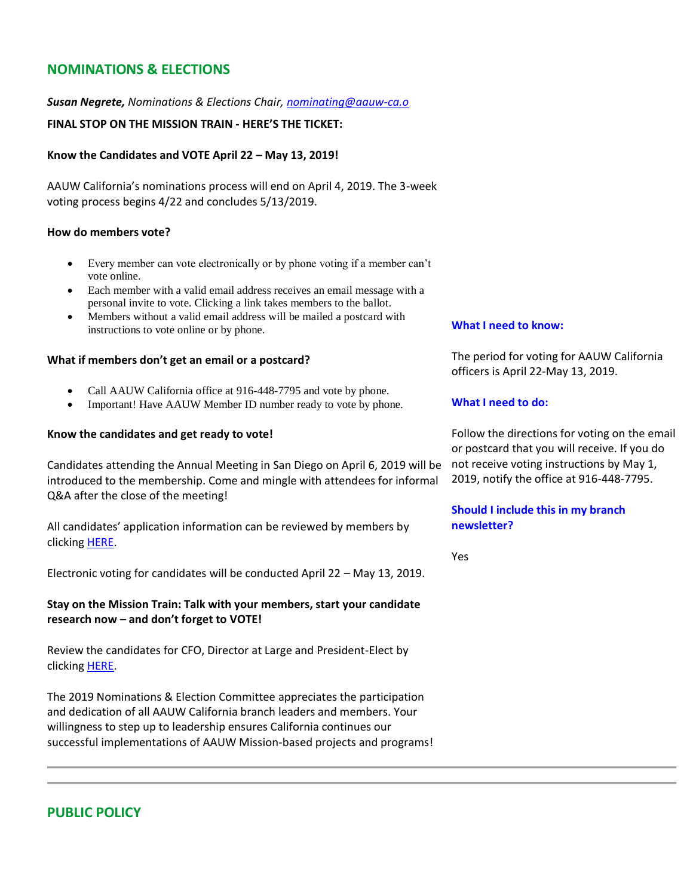## NOMINATIONS & ELECTIONS

***Susan Negrete,*** *Nominations & Elections Chair,* *nominating@aauw-ca.o*

**FINAL STOP ON THE MISSION TRAIN - HERE'S THE TICKET:**

**Know the Candidates and VOTE April 22 – May 13, 2019!**

AAUW California's nominations process will end on April 4, 2019. The 3-week voting process begins 4/22 and concludes 5/13/2019.

**How do members vote?**

- Every member can vote electronically or by phone voting if a member can't vote online.
- Each member with a valid email address receives an email message with a personal invite to vote. Clicking a link takes members to the ballot.
- Members without a valid email address will be mailed a postcard with instructions to vote online or by phone.

**What if members don't get an email or a postcard?**

- Call AAUW California office at 916-448-7795 and vote by phone.
- Important! Have AAUW Member ID number ready to vote by phone.

**Know the candidates and get ready to vote!**

Candidates attending the Annual Meeting in San Diego on April 6, 2019 will be introduced to the membership. Come and mingle with attendees for informal Q&A after the close of the meeting!

All candidates' application information can be reviewed by members by clicking HERE.

Electronic voting for candidates will be conducted April 22 – May 13, 2019.

**Stay on the Mission Train: Talk with your members, start your candidate research now – and don't forget to VOTE!**

Review the candidates for CFO, Director at Large and President-Elect by clicking HERE.

The 2019 Nominations & Election Committee appreciates the participation and dedication of all AAUW California branch leaders and members. Your willingness to step up to leadership ensures California continues our successful implementations of AAUW Mission-based projects and programs!

**What I need to know:**

The period for voting for AAUW California officers is April 22-May 13, 2019.

**What I need to do:**

Follow the directions for voting on the email or postcard that you will receive. If you do not receive voting instructions by May 1, 2019, notify the office at 916-448-7795.

**Should I include this in my branch newsletter?**

Yes

---

## PUBLIC POLICY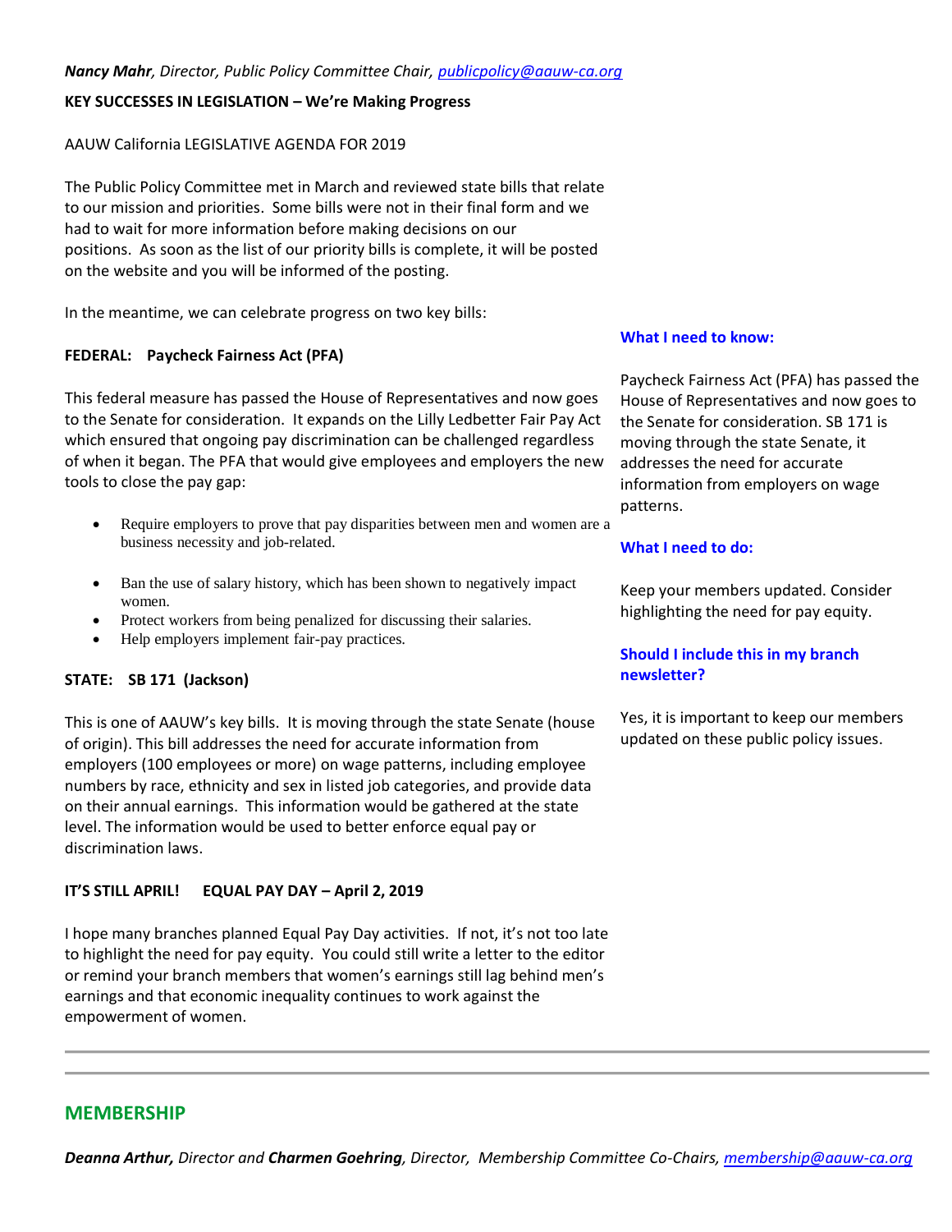***Nancy Mahr****, Director, Public Policy Committee Chair,* *[publicpolicy@aauw-ca.org](mailto:publicpolicy@aauw-ca.org)*

**KEY SUCCESSES IN LEGISLATION – We're Making Progress**

AAUW California LEGISLATIVE AGENDA FOR 2019

The Public Policy Committee met in March and reviewed state bills that relate to our mission and priorities. Some bills were not in their final form and we had to wait for more information before making decisions on our positions. As soon as the list of our priority bills is complete, it will be posted on the website and you will be informed of the posting.

In the meantime, we can celebrate progress on two key bills:

**FEDERAL: Paycheck Fairness Act (PFA)**

This federal measure has passed the House of Representatives and now goes to the Senate for consideration. It expands on the Lilly Ledbetter Fair Pay Act which ensured that ongoing pay discrimination can be challenged regardless of when it began. The PFA that would give employees and employers the new tools to close the pay gap:

- Require employers to prove that pay disparities between men and women are a business necessity and job-related.
- Ban the use of salary history, which has been shown to negatively impact women.
- Protect workers from being penalized for discussing their salaries.
- Help employers implement fair-pay practices.

**STATE: SB 171 (Jackson)**

This is one of AAUW's key bills. It is moving through the state Senate (house of origin). This bill addresses the need for accurate information from employers (100 employees or more) on wage patterns, including employee numbers by race, ethnicity and sex in listed job categories, and provide data on their annual earnings. This information would be gathered at the state level. The information would be used to better enforce equal pay or discrimination laws.

**IT'S STILL APRIL! EQUAL PAY DAY – April 2, 2019**

I hope many branches planned Equal Pay Day activities. If not, it's not too late to highlight the need for pay equity. You could still write a letter to the editor or remind your branch members that women's earnings still lag behind men's earnings and that economic inequality continues to work against the empowerment of women.

**What I need to know:**

Paycheck Fairness Act (PFA) has passed the House of Representatives and now goes to the Senate for consideration. SB 171 is moving through the state Senate, it addresses the need for accurate information from employers on wage patterns.

**What I need to do:**

Keep your members updated. Consider highlighting the need for pay equity.

**Should I include this in my branch newsletter?**

Yes, it is important to keep our members updated on these public policy issues.

---

## MEMBERSHIP

***Deanna Arthur,*** *Director and* ***Charmen Goehring****, Director, Membership Committee Co-Chairs,* *[membership@aauw-ca.org](mailto:membership@aauw-ca.org)*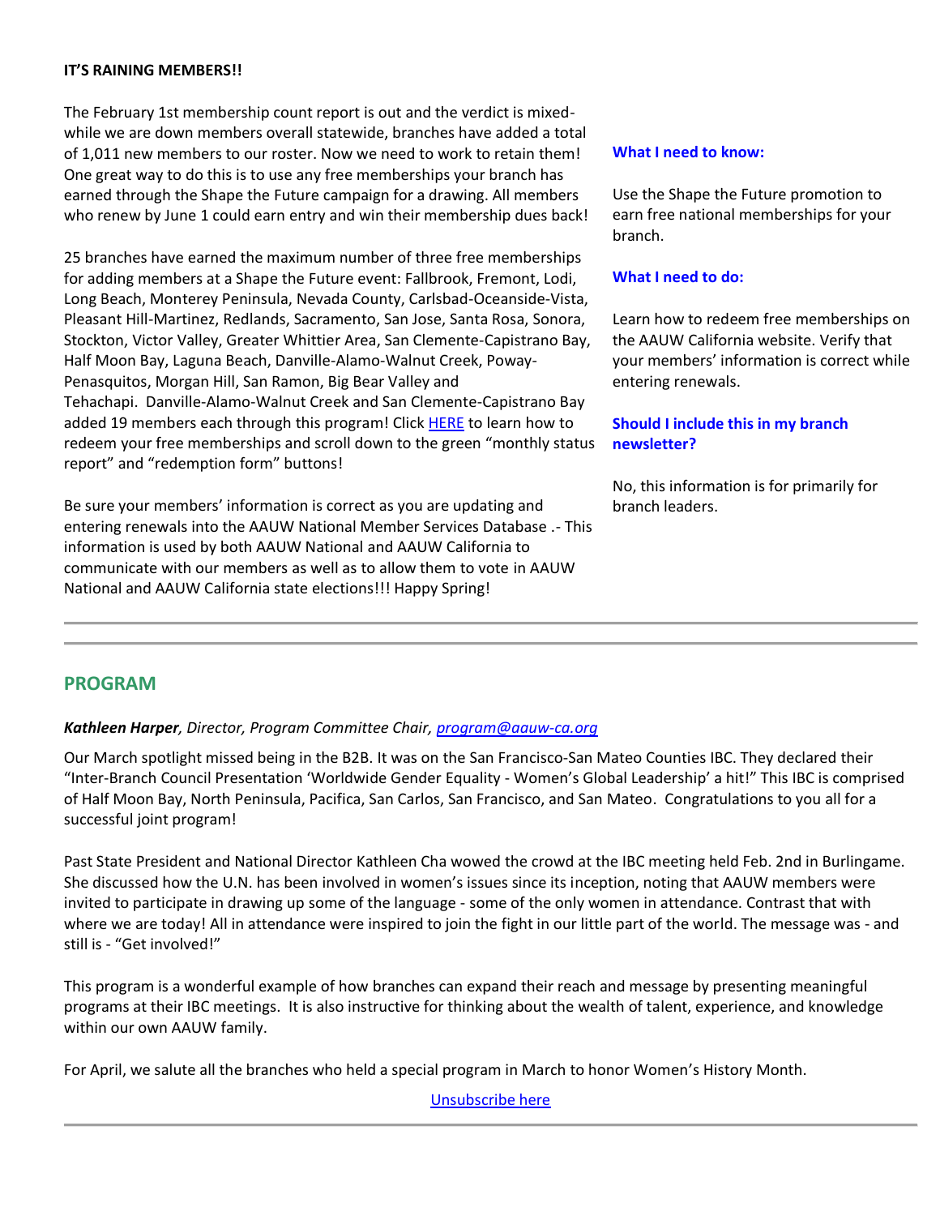**IT'S RAINING MEMBERS!!**

The February 1st membership count report is out and the verdict is mixed- while we are down members overall statewide, branches have added a total of 1,011 new members to our roster. Now we need to work to retain them! One great way to do this is to use any free memberships your branch has earned through the Shape the Future campaign for a drawing. All members who renew by June 1 could earn entry and win their membership dues back!

25 branches have earned the maximum number of three free memberships for adding members at a Shape the Future event: Fallbrook, Fremont, Lodi, Long Beach, Monterey Peninsula, Nevada County, Carlsbad-Oceanside-Vista, Pleasant Hill-Martinez, Redlands, Sacramento, San Jose, Santa Rosa, Sonora, Stockton, Victor Valley, Greater Whittier Area, San Clemente-Capistrano Bay, Half Moon Bay, Laguna Beach, Danville-Alamo-Walnut Creek, Poway-Penasquitos, Morgan Hill, San Ramon, Big Bear Valley and Tehachapi. Danville-Alamo-Walnut Creek and San Clemente-Capistrano Bay added 19 members each through this program! Click [HERE] to learn how to redeem your free memberships and scroll down to the green "monthly status report" and "redemption form" buttons!

Be sure your members' information is correct as you are updating and entering renewals into the AAUW National Member Services Database .- This information is used by both AAUW National and AAUW California to communicate with our members as well as to allow them to vote in AAUW National and AAUW California state elections!!! Happy Spring!

**What I need to know:**

Use the Shape the Future promotion to earn free national memberships for your branch.

**What I need to do:**

Learn how to redeem free memberships on the AAUW California website. Verify that your members' information is correct while entering renewals.

**Should I include this in my branch newsletter?**

No, this information is for primarily for branch leaders.

---

## PROGRAM

***Kathleen Harper**, Director, Program Committee Chair, program@aauw-ca.org*

Our March spotlight missed being in the B2B. It was on the San Francisco-San Mateo Counties IBC. They declared their "Inter-Branch Council Presentation 'Worldwide Gender Equality - Women's Global Leadership' a hit!" This IBC is comprised of Half Moon Bay, North Peninsula, Pacifica, San Carlos, San Francisco, and San Mateo. Congratulations to you all for a successful joint program!

Past State President and National Director Kathleen Cha wowed the crowd at the IBC meeting held Feb. 2nd in Burlingame. She discussed how the U.N. has been involved in women's issues since its inception, noting that AAUW members were invited to participate in drawing up some of the language - some of the only women in attendance. Contrast that with where we are today! All in attendance were inspired to join the fight in our little part of the world. The message was - and still is - "Get involved!"

This program is a wonderful example of how branches can expand their reach and message by presenting meaningful programs at their IBC meetings. It is also instructive for thinking about the wealth of talent, experience, and knowledge within our own AAUW family.

For April, we salute all the branches who held a special program in March to honor Women's History Month.

Unsubscribe here